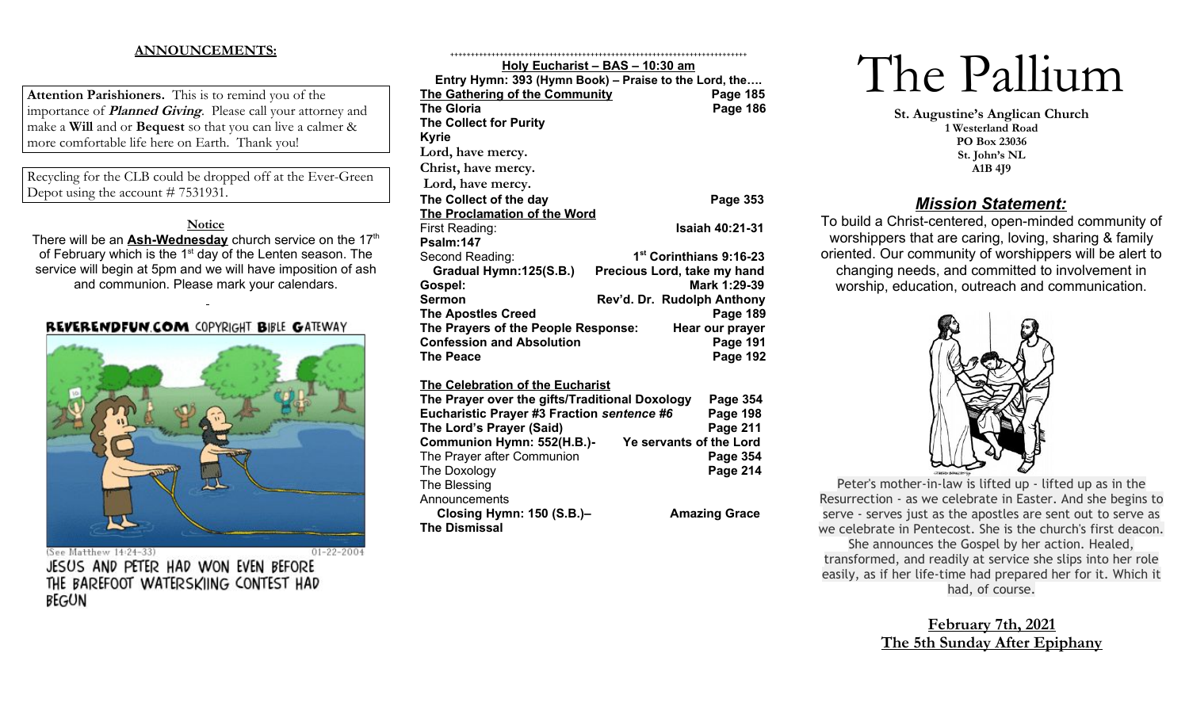**ANNOUNCEMENTS:**

**Attention Parishioners.** This is to remind you of the importance of ***Planned Giving***. Please call your attorney and make a **Will** and or **Bequest** so that you can live a calmer & more comfortable life here on Earth. Thank you!

Recycling for the CLB could be dropped off at the Ever-Green Depot using the account # 7531931.

**Notice**

There will be an **Ash-Wednesday** church service on the 17th of February which is the 1st day of the Lenten season. The service will begin at 5pm and we will have imposition of ash and communion. Please mark your calendars.

REVERENDFUN.COM COPYRIGHT BIBLE GATEWAY

(See Matthew 14:24-33) 01-22-2004

JESUS AND PETER HAD WON EVEN BEFORE THE BAREFOOT WATERSKIING CONTEST HAD BEGUN

++++++++++++++++++++++++++++++++++++++++++++++++++++++++++++

**Holy Eucharist – BAS – 10:30 am**

**Entry Hymn: 393 (Hymn Book) – Praise to the Lord, the….**

**The Gathering of the Community** — **Page 185**
**The Gloria** — **Page 186**
**The Collect for Purity**
**Kyrie**
**Lord, have mercy.**
**Christ, have mercy.**
**Lord, have mercy.**
**The Collect of the day** — **Page 353**

**The Proclamation of the Word**

First Reading: — **Isaiah 40:21-31**
**Psalm:147**
Second Reading: — **1st Corinthians 9:16-23**
**Gradual Hymn:125(S.B.)** — **Precious Lord, take my hand**
**Gospel:** — **Mark 1:29-39**
**Sermon** — **Rev'd. Dr. Rudolph Anthony**
**The Apostles Creed** — **Page 189**
**The Prayers of the People Response:** — **Hear our prayer**
**Confession and Absolution** — **Page 191**
**The Peace** — **Page 192**

**The Celebration of the Eucharist**

**The Prayer over the gifts/Traditional Doxology** — **Page 354**
**Eucharistic Prayer #3 Fraction *sentence #6*** — **Page 198**
**The Lord's Prayer (Said)** — **Page 211**
**Communion Hymn: 552(H.B.)-** — **Ye servants of the Lord**
The Prayer after Communion — **Page 354**
The Doxology — **Page 214**
The Blessing
Announcements
**Closing Hymn: 150 (S.B.)–** — **Amazing Grace**
**The Dismissal**

# The Pallium

**St. Augustine's Anglican Church**
**1 Westerland Road**
**PO Box 23036**
**St. John's NL**
**A1B 4J9**

## ***Mission Statement:***

To build a Christ-centered, open-minded community of worshippers that are caring, loving, sharing & family oriented. Our community of worshippers will be alert to changing needs, and committed to involvement in worship, education, outreach and communication.

Peter's mother-in-law is lifted up - lifted up as in the Resurrection - as we celebrate in Easter. And she begins to serve - serves just as the apostles are sent out to serve as we celebrate in Pentecost. She is the church's first deacon. She announces the Gospel by her action. Healed, transformed, and readily at service she slips into her role easily, as if her life-time had prepared her for it. Which it had, of course.

**February 7th, 2021**
**The 5th Sunday After Epiphany**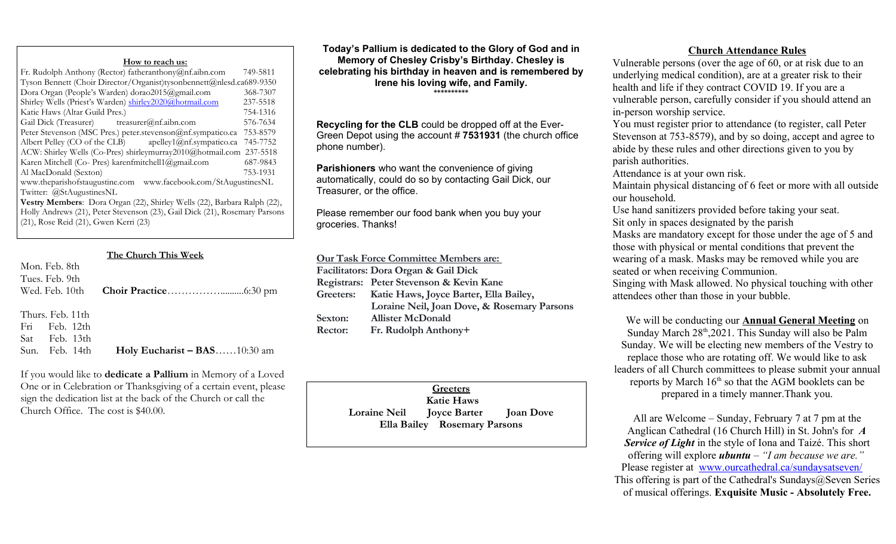### How to reach us:

| | | |
|---|---|---|
| Fr. Rudolph Anthony (Rector) | fatheranthony@nf.aibn.com | 749-5811 |
| Tyson Bennett (Choir Director/Organist) | tysonbennett@nlesd.ca | 689-9350 |
| Dora Organ (People's Warden) | dorao2015@gmail.com | 368-7307 |
| Shirley Wells (Priest's Warden) | shirley2020@hotmail.com | 237-5518 |
| Katie Haws (Altar Guild Pres.) | | 754-1316 |
| Gail Dick (Treasurer) | treasurer@nf.aibn.com | 576-7634 |
| Peter Stevenson (MSC Pres.) | peter.stevenson@nf.sympatico.ca | 753-8579 |
| Albert Pelley (CO of the CLB) | apelley1@nf.sympatico.ca | 745-7752 |
| ACW: Shirley Wells (Co-Pres) | shirleymurray2010@hotmail.com | 237-5518 |
| Karen Mitchell (Co- Pres) | karenfmitchell1@gmail.com | 687-9843 |
| Al MacDonald (Sexton) | | 753-1931 |

www.theparishofstaugustine.com www.facebook.com/StAugustinesNL
Twitter: @StAugustinesNL

**Vestry Members**: Dora Organ (22), Shirley Wells (22), Barbara Ralph (22), Holly Andrews (21), Peter Stevenson (23), Gail Dick (21), Rosemary Parsons (21), Rose Reid (21), Gwen Kerri (23)

### The Church This Week

| | |
|---|---|
| Mon. Feb. 8th | |
| Tues. Feb. 9th | |
| Wed. Feb. 10th | **Choir Practice**……………..........6:30 pm |
| Thurs. Feb. 11th | |
| Fri Feb. 12th | |
| Sat Feb. 13th | |
| Sun. Feb. 14th | **Holy Eucharist – BAS**……10:30 am |

If you would like to **dedicate a Pallium** in Memory of a Loved One or in Celebration or Thanksgiving of a certain event, please sign the dedication list at the back of the Church or call the Church Office. The cost is $40.00.

**Today's Pallium is dedicated to the Glory of God and in Memory of Chesley Crisby's Birthday. Chesley is celebrating his birthday in heaven and is remembered by Irene his loving wife, and Family.**

**********

**Recycling for the CLB** could be dropped off at the Ever-Green Depot using the account # **7531931** (the church office phone number).

**Parishioners** who want the convenience of giving automatically, could do so by contacting Gail Dick, our Treasurer, or the office.

Please remember our food bank when you buy your groceries. Thanks!

**Our Task Force Committee Members are:**

**Facilitators: Dora Organ & Gail Dick**
**Registrars: Peter Stevenson & Kevin Kane**
**Greeters: Katie Haws, Joyce Barter, Ella Bailey, Loraine Neil, Joan Dove, & Rosemary Parsons**
**Sexton: Allister McDonald**
**Rector: Fr. Rudolph Anthony+**

**Greeters**

**Katie Haws**
**Loraine Neil Joyce Barter Joan Dove**
**Ella Bailey Rosemary Parsons**

### Church Attendance Rules

Vulnerable persons (over the age of 60, or at risk due to an underlying medical condition), are at a greater risk to their health and life if they contract COVID 19. If you are a vulnerable person, carefully consider if you should attend an in-person worship service.

You must register prior to attendance (to register, call Peter Stevenson at 753-8579), and by so doing, accept and agree to abide by these rules and other directions given to you by parish authorities.

Attendance is at your own risk.

Maintain physical distancing of 6 feet or more with all outside our household.

Use hand sanitizers provided before taking your seat.

Sit only in spaces designated by the parish

Masks are mandatory except for those under the age of 5 and those with physical or mental conditions that prevent the wearing of a mask. Masks may be removed while you are seated or when receiving Communion.

Singing with Mask allowed. No physical touching with other attendees other than those in your bubble.

We will be conducting our **Annual General Meeting** on Sunday March 28th,2021. This Sunday will also be Palm Sunday. We will be electing new members of the Vestry to replace those who are rotating off. We would like to ask leaders of all Church committees to please submit your annual reports by March 16th so that the AGM booklets can be prepared in a timely manner.Thank you.

All are Welcome – Sunday, February 7 at 7 pm at the Anglican Cathedral (16 Church Hill) in St. John's for ***A Service of Light*** in the style of Iona and Taizé. This short offering will explore ***ubuntu*** – *"I am because we are."* Please register at www.ourcathedral.ca/sundaysatseven/ This offering is part of the Cathedral's Sundays@Seven Series of musical offerings. **Exquisite Music - Absolutely Free.**